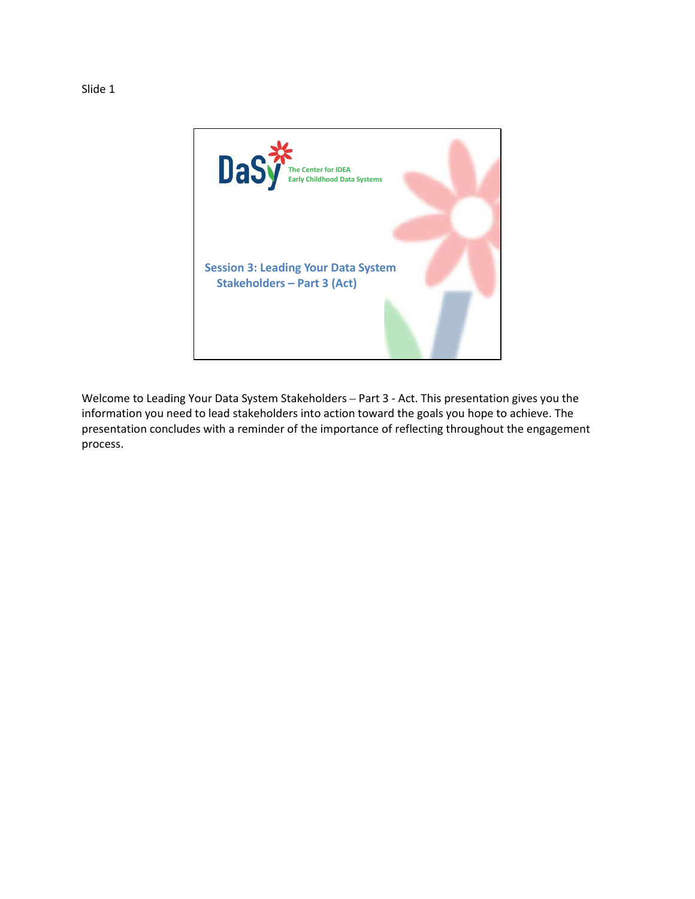Slide 1

DaSy

The Center for IDEA Early Childhood Data Systems

## Session 3: Leading Your Data System Stakeholders – Part 3 (Act)

Welcome to Leading Your Data System Stakeholders – Part 3 - Act. This presentation gives you the information you need to lead stakeholders into action toward the goals you hope to achieve. The presentation concludes with a reminder of the importance of reflecting throughout the engagement process.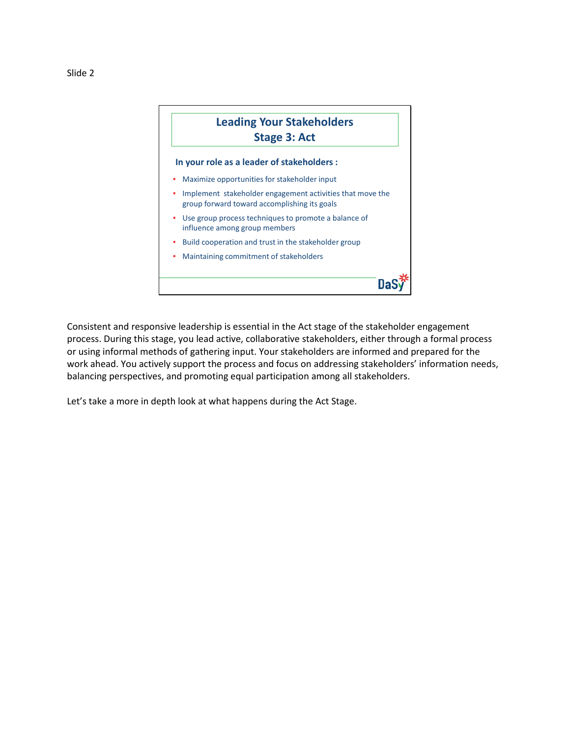Slide 2

## Leading Your Stakeholders
## Stage 3: Act

**In your role as a leader of stakeholders :**

- Maximize opportunities for stakeholder input
- Implement stakeholder engagement activities that move the group forward toward accomplishing its goals
- Use group process techniques to promote a balance of influence among group members
- Build cooperation and trust in the stakeholder group
- Maintaining commitment of stakeholders

DaSy

Consistent and responsive leadership is essential in the Act stage of the stakeholder engagement process. During this stage, you lead active, collaborative stakeholders, either through a formal process or using informal methods of gathering input. Your stakeholders are informed and prepared for the work ahead. You actively support the process and focus on addressing stakeholders' information needs, balancing perspectives, and promoting equal participation among all stakeholders.

Let's take a more in depth look at what happens during the Act Stage.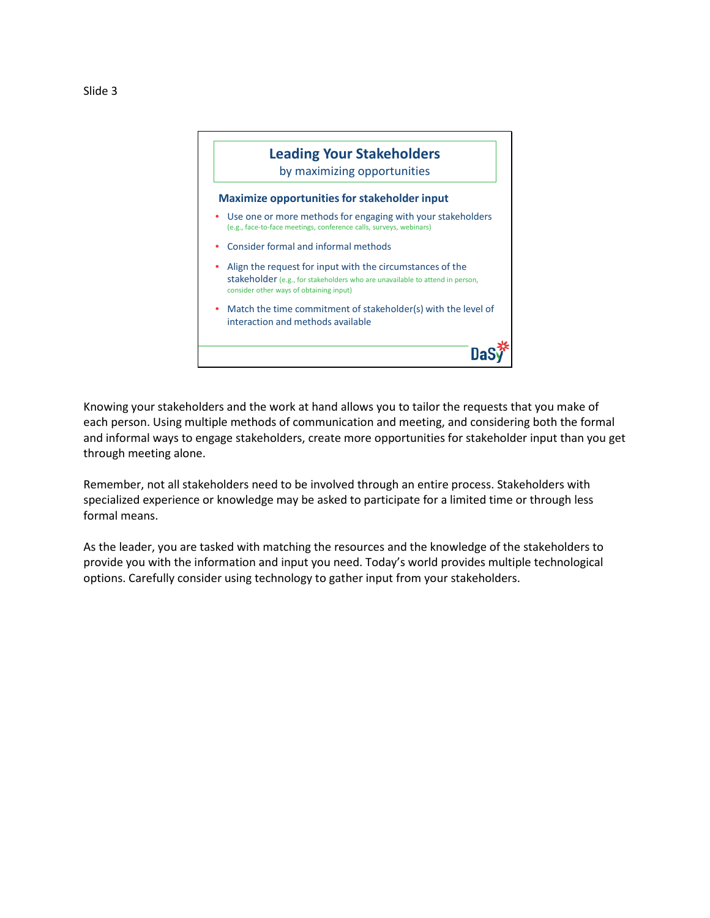Slide 3

## Leading Your Stakeholders

by maximizing opportunities

### Maximize opportunities for stakeholder input

- Use one or more methods for engaging with your stakeholders (e.g., face-to-face meetings, conference calls, surveys, webinars)
- Consider formal and informal methods
- Align the request for input with the circumstances of the stakeholder (e.g., for stakeholders who are unavailable to attend in person, consider other ways of obtaining input)
- Match the time commitment of stakeholder(s) with the level of interaction and methods available

DaSy

Knowing your stakeholders and the work at hand allows you to tailor the requests that you make of each person. Using multiple methods of communication and meeting, and considering both the formal and informal ways to engage stakeholders, create more opportunities for stakeholder input than you get through meeting alone.

Remember, not all stakeholders need to be involved through an entire process. Stakeholders with specialized experience or knowledge may be asked to participate for a limited time or through less formal means.

As the leader, you are tasked with matching the resources and the knowledge of the stakeholders to provide you with the information and input you need. Today's world provides multiple technological options. Carefully consider using technology to gather input from your stakeholders.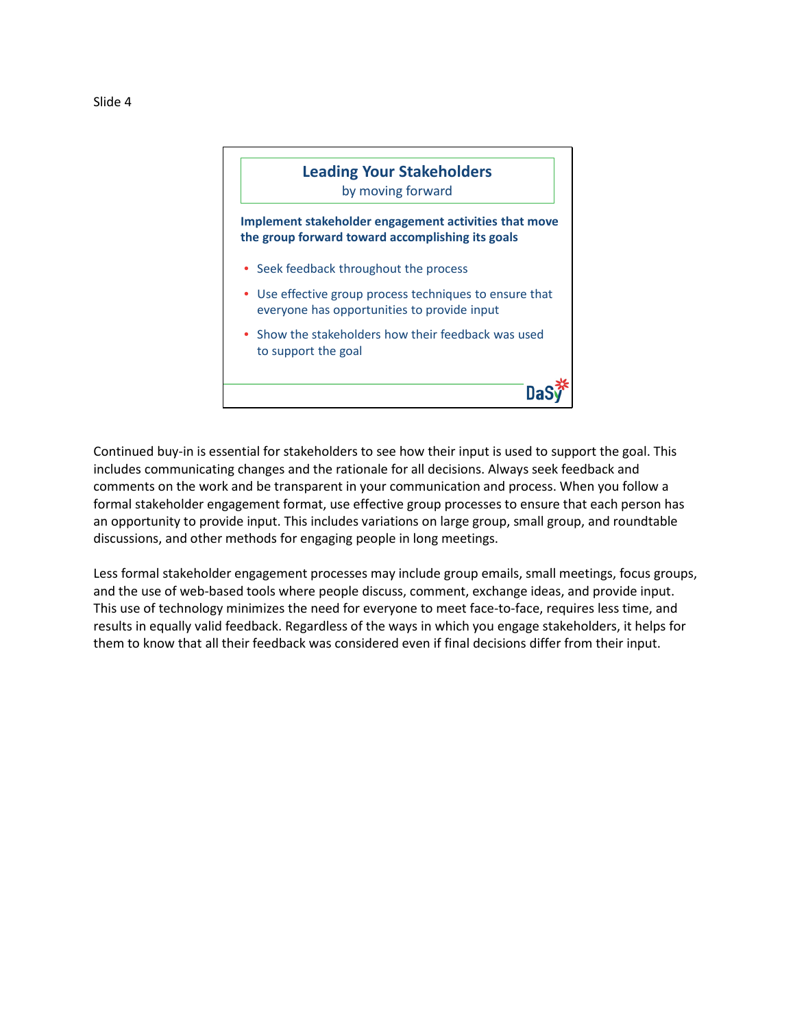Slide 4

## Leading Your Stakeholders

by moving forward

**Implement stakeholder engagement activities that move the group forward toward accomplishing its goals**

- Seek feedback throughout the process
- Use effective group process techniques to ensure that everyone has opportunities to provide input
- Show the stakeholders how their feedback was used to support the goal

DaSy

Continued buy-in is essential for stakeholders to see how their input is used to support the goal. This includes communicating changes and the rationale for all decisions. Always seek feedback and comments on the work and be transparent in your communication and process. When you follow a formal stakeholder engagement format, use effective group processes to ensure that each person has an opportunity to provide input. This includes variations on large group, small group, and roundtable discussions, and other methods for engaging people in long meetings.

Less formal stakeholder engagement processes may include group emails, small meetings, focus groups, and the use of web-based tools where people discuss, comment, exchange ideas, and provide input. This use of technology minimizes the need for everyone to meet face-to-face, requires less time, and results in equally valid feedback. Regardless of the ways in which you engage stakeholders, it helps for them to know that all their feedback was considered even if final decisions differ from their input.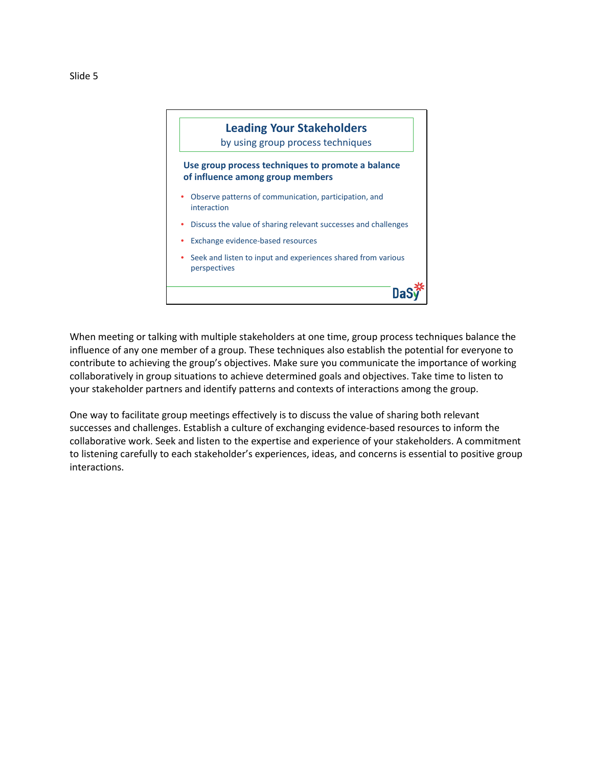Slide 5

## Leading Your Stakeholders

by using group process techniques

**Use group process techniques to promote a balance of influence among group members**

- Observe patterns of communication, participation, and interaction
- Discuss the value of sharing relevant successes and challenges
- Exchange evidence-based resources
- Seek and listen to input and experiences shared from various perspectives

DaSy

When meeting or talking with multiple stakeholders at one time, group process techniques balance the influence of any one member of a group. These techniques also establish the potential for everyone to contribute to achieving the group's objectives. Make sure you communicate the importance of working collaboratively in group situations to achieve determined goals and objectives. Take time to listen to your stakeholder partners and identify patterns and contexts of interactions among the group.

One way to facilitate group meetings effectively is to discuss the value of sharing both relevant successes and challenges. Establish a culture of exchanging evidence-based resources to inform the collaborative work. Seek and listen to the expertise and experience of your stakeholders. A commitment to listening carefully to each stakeholder's experiences, ideas, and concerns is essential to positive group interactions.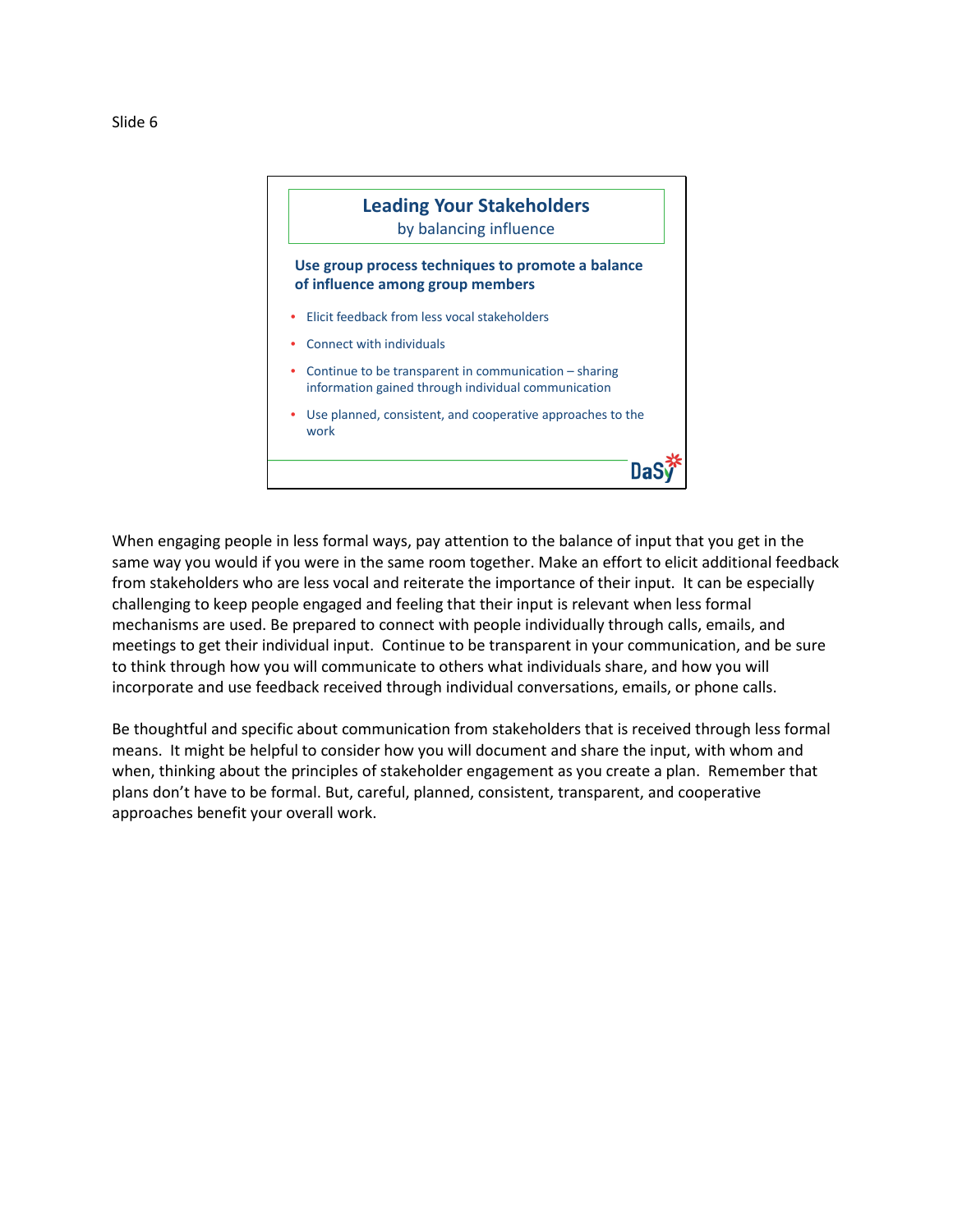Slide 6

## Leading Your Stakeholders

by balancing influence

**Use group process techniques to promote a balance of influence among group members**

- Elicit feedback from less vocal stakeholders
- Connect with individuals
- Continue to be transparent in communication – sharing information gained through individual communication
- Use planned, consistent, and cooperative approaches to the work

DaSy

When engaging people in less formal ways, pay attention to the balance of input that you get in the same way you would if you were in the same room together. Make an effort to elicit additional feedback from stakeholders who are less vocal and reiterate the importance of their input. It can be especially challenging to keep people engaged and feeling that their input is relevant when less formal mechanisms are used. Be prepared to connect with people individually through calls, emails, and meetings to get their individual input. Continue to be transparent in your communication, and be sure to think through how you will communicate to others what individuals share, and how you will incorporate and use feedback received through individual conversations, emails, or phone calls.

Be thoughtful and specific about communication from stakeholders that is received through less formal means. It might be helpful to consider how you will document and share the input, with whom and when, thinking about the principles of stakeholder engagement as you create a plan. Remember that plans don't have to be formal. But, careful, planned, consistent, transparent, and cooperative approaches benefit your overall work.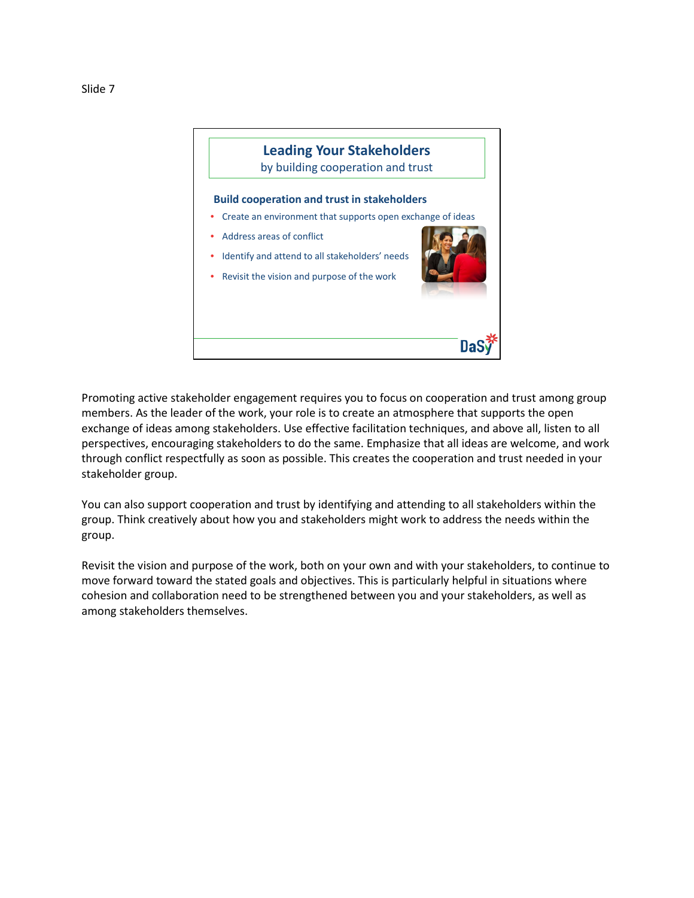Slide 7

## Leading Your Stakeholders
by building cooperation and trust

**Build cooperation and trust in stakeholders**

- Create an environment that supports open exchange of ideas
- Address areas of conflict
- Identify and attend to all stakeholders' needs
- Revisit the vision and purpose of the work

Promoting active stakeholder engagement requires you to focus on cooperation and trust among group members. As the leader of the work, your role is to create an atmosphere that supports the open exchange of ideas among stakeholders. Use effective facilitation techniques, and above all, listen to all perspectives, encouraging stakeholders to do the same. Emphasize that all ideas are welcome, and work through conflict respectfully as soon as possible. This creates the cooperation and trust needed in your stakeholder group.

You can also support cooperation and trust by identifying and attending to all stakeholders within the group. Think creatively about how you and stakeholders might work to address the needs within the group.

Revisit the vision and purpose of the work, both on your own and with your stakeholders, to continue to move forward toward the stated goals and objectives. This is particularly helpful in situations where cohesion and collaboration need to be strengthened between you and your stakeholders, as well as among stakeholders themselves.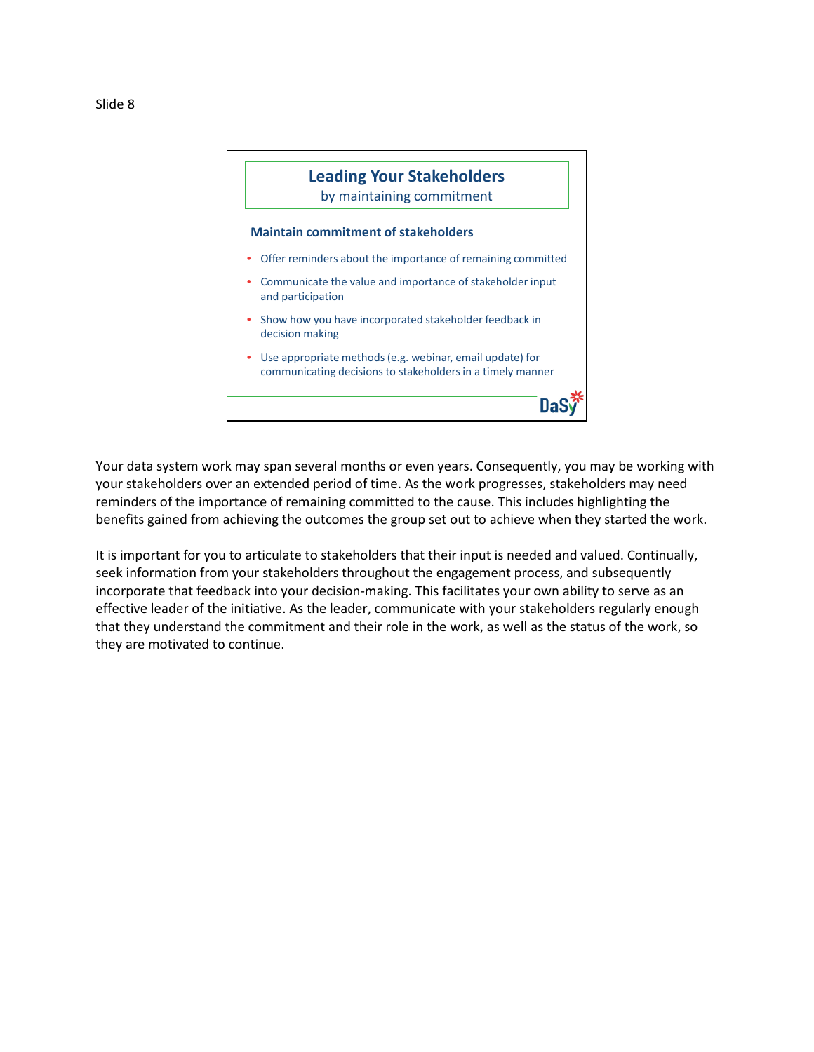Slide 8

## Leading Your Stakeholders

by maintaining commitment

**Maintain commitment of stakeholders**

- Offer reminders about the importance of remaining committed
- Communicate the value and importance of stakeholder input and participation
- Show how you have incorporated stakeholder feedback in decision making
- Use appropriate methods (e.g. webinar, email update) for communicating decisions to stakeholders in a timely manner

DaSy

Your data system work may span several months or even years. Consequently, you may be working with your stakeholders over an extended period of time. As the work progresses, stakeholders may need reminders of the importance of remaining committed to the cause. This includes highlighting the benefits gained from achieving the outcomes the group set out to achieve when they started the work.

It is important for you to articulate to stakeholders that their input is needed and valued. Continually, seek information from your stakeholders throughout the engagement process, and subsequently incorporate that feedback into your decision-making. This facilitates your own ability to serve as an effective leader of the initiative. As the leader, communicate with your stakeholders regularly enough that they understand the commitment and their role in the work, as well as the status of the work, so they are motivated to continue.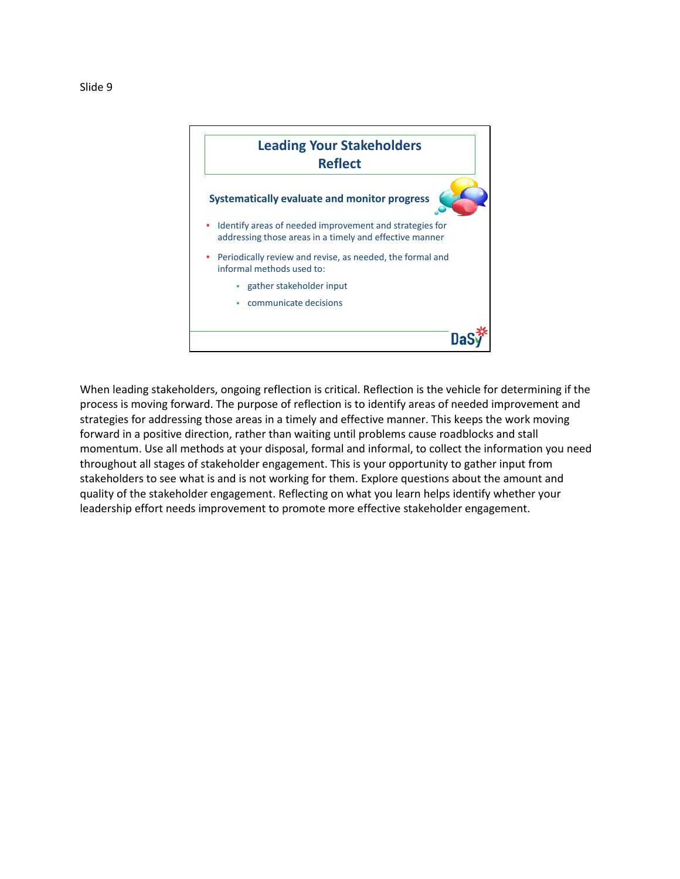Slide 9

## Leading Your Stakeholders
## Reflect

**Systematically evaluate and monitor progress**

- Identify areas of needed improvement and strategies for addressing those areas in a timely and effective manner
- Periodically review and revise, as needed, the formal and informal methods used to:
  - gather stakeholder input
  - communicate decisions

DaSy

When leading stakeholders, ongoing reflection is critical. Reflection is the vehicle for determining if the process is moving forward. The purpose of reflection is to identify areas of needed improvement and strategies for addressing those areas in a timely and effective manner. This keeps the work moving forward in a positive direction, rather than waiting until problems cause roadblocks and stall momentum. Use all methods at your disposal, formal and informal, to collect the information you need throughout all stages of stakeholder engagement. This is your opportunity to gather input from stakeholders to see what is and is not working for them. Explore questions about the amount and quality of the stakeholder engagement. Reflecting on what you learn helps identify whether your leadership effort needs improvement to promote more effective stakeholder engagement.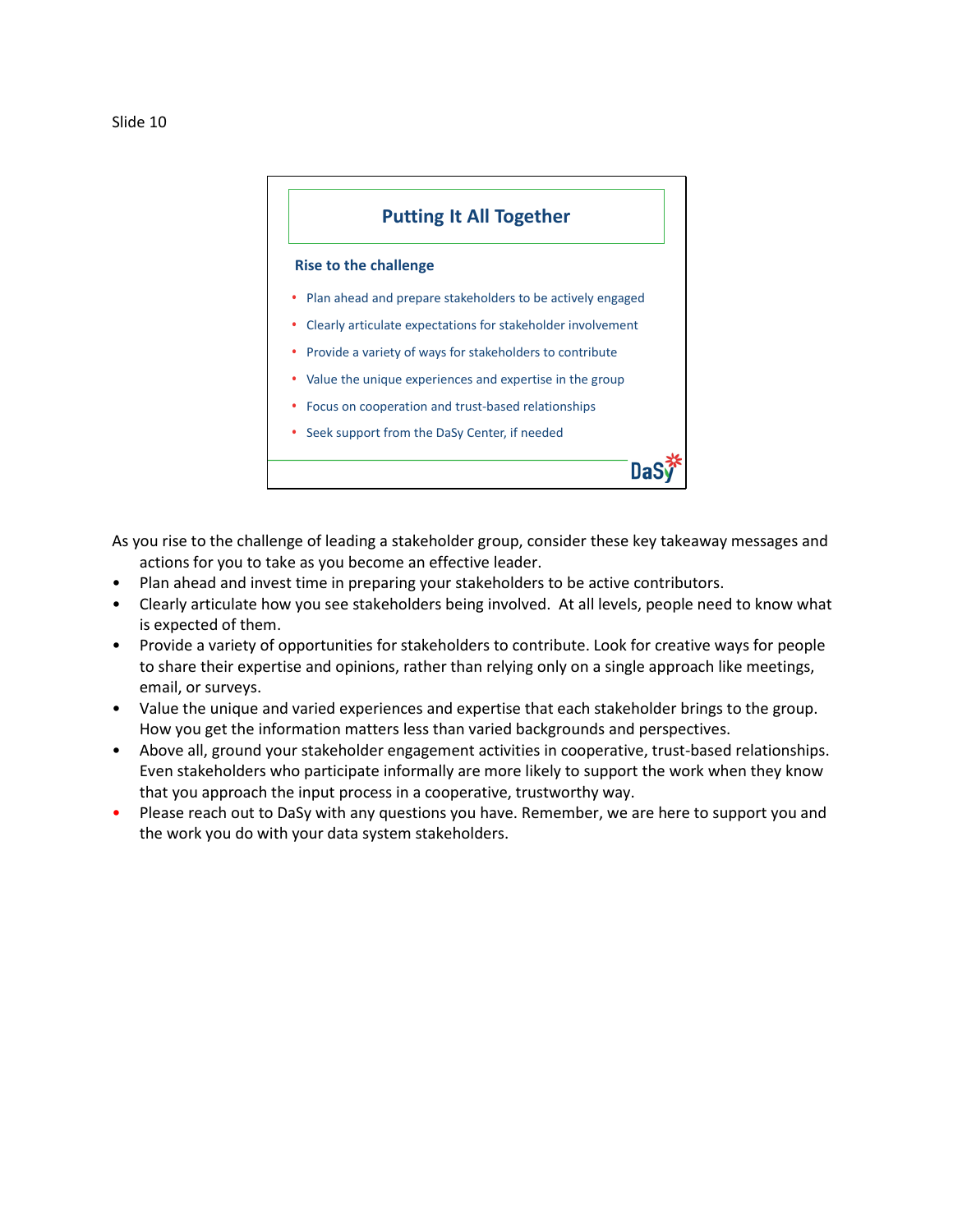Slide 10

## Putting It All Together

**Rise to the challenge**

- Plan ahead and prepare stakeholders to be actively engaged
- Clearly articulate expectations for stakeholder involvement
- Provide a variety of ways for stakeholders to contribute
- Value the unique experiences and expertise in the group
- Focus on cooperation and trust-based relationships
- Seek support from the DaSy Center, if needed

DaSy

As you rise to the challenge of leading a stakeholder group, consider these key takeaway messages and actions for you to take as you become an effective leader.

- Plan ahead and invest time in preparing your stakeholders to be active contributors.
- Clearly articulate how you see stakeholders being involved. At all levels, people need to know what is expected of them.
- Provide a variety of opportunities for stakeholders to contribute. Look for creative ways for people to share their expertise and opinions, rather than relying only on a single approach like meetings, email, or surveys.
- Value the unique and varied experiences and expertise that each stakeholder brings to the group. How you get the information matters less than varied backgrounds and perspectives.
- Above all, ground your stakeholder engagement activities in cooperative, trust-based relationships. Even stakeholders who participate informally are more likely to support the work when they know that you approach the input process in a cooperative, trustworthy way.
- Please reach out to DaSy with any questions you have. Remember, we are here to support you and the work you do with your data system stakeholders.